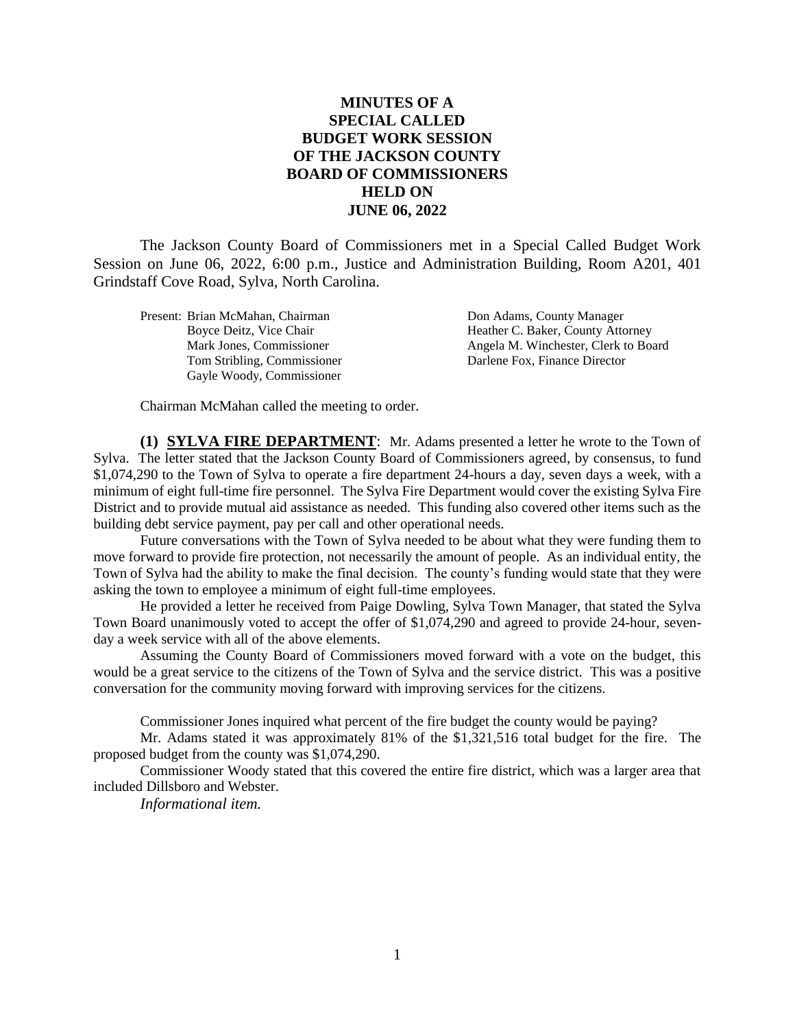# MINUTES OF A SPECIAL CALLED BUDGET WORK SESSION OF THE JACKSON COUNTY BOARD OF COMMISSIONERS HELD ON JUNE 06, 2022

The Jackson County Board of Commissioners met in a Special Called Budget Work Session on June 06, 2022, 6:00 p.m., Justice and Administration Building, Room A201, 401 Grindstaff Cove Road, Sylva, North Carolina.

| Present: Brian McMahan, Chairman | Don Adams, County Manager |
|---|---|
| Boyce Deitz, Vice Chair | Heather C. Baker, County Attorney |
| Mark Jones, Commissioner | Angela M. Winchester, Clerk to Board |
| Tom Stribling, Commissioner | Darlene Fox, Finance Director |
| Gayle Woody, Commissioner | |

Chairman McMahan called the meeting to order.

**(1) SYLVA FIRE DEPARTMENT**: Mr. Adams presented a letter he wrote to the Town of Sylva. The letter stated that the Jackson County Board of Commissioners agreed, by consensus, to fund $1,074,290 to the Town of Sylva to operate a fire department 24-hours a day, seven days a week, with a minimum of eight full-time fire personnel. The Sylva Fire Department would cover the existing Sylva Fire District and to provide mutual aid assistance as needed. This funding also covered other items such as the building debt service payment, pay per call and other operational needs.

Future conversations with the Town of Sylva needed to be about what they were funding them to move forward to provide fire protection, not necessarily the amount of people. As an individual entity, the Town of Sylva had the ability to make the final decision. The county's funding would state that they were asking the town to employee a minimum of eight full-time employees.

He provided a letter he received from Paige Dowling, Sylva Town Manager, that stated the Sylva Town Board unanimously voted to accept the offer of $1,074,290 and agreed to provide 24-hour, seven-day a week service with all of the above elements.

Assuming the County Board of Commissioners moved forward with a vote on the budget, this would be a great service to the citizens of the Town of Sylva and the service district. This was a positive conversation for the community moving forward with improving services for the citizens.

Commissioner Jones inquired what percent of the fire budget the county would be paying?

Mr. Adams stated it was approximately 81% of the $1,321,516 total budget for the fire. The proposed budget from the county was $1,074,290.

Commissioner Woody stated that this covered the entire fire district, which was a larger area that included Dillsboro and Webster.

*Informational item.*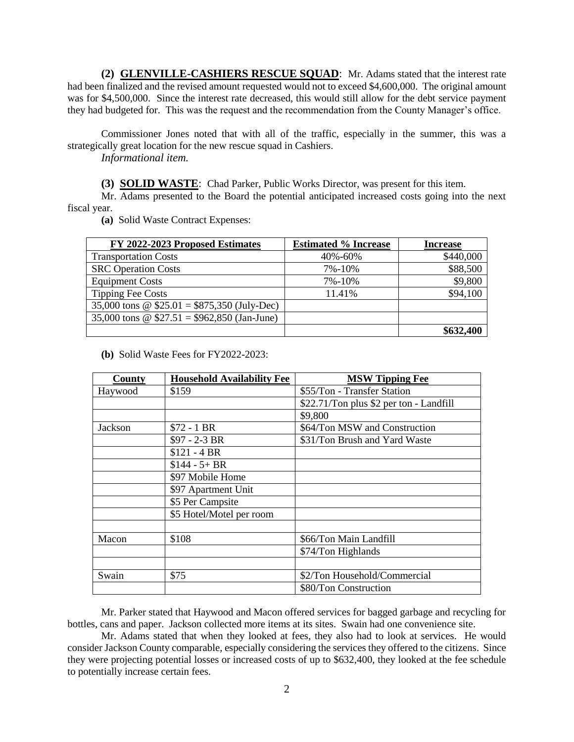**(2) GLENVILLE-CASHIERS RESCUE SQUAD**: Mr. Adams stated that the interest rate had been finalized and the revised amount requested would not to exceed $4,600,000. The original amount was for $4,500,000. Since the interest rate decreased, this would still allow for the debt service payment they had budgeted for. This was the request and the recommendation from the County Manager's office.

Commissioner Jones noted that with all of the traffic, especially in the summer, this was a strategically great location for the new rescue squad in Cashiers.

*Informational item.*

**(3) SOLID WASTE**: Chad Parker, Public Works Director, was present for this item.

Mr. Adams presented to the Board the potential anticipated increased costs going into the next fiscal year.

**(a)** Solid Waste Contract Expenses:

| FY 2022-2023 Proposed Estimates | Estimated % Increase | Increase |
|---|---|---|
| Transportation Costs | 40%-60% | $440,000 |
| SRC Operation Costs | 7%-10% | $88,500 |
| Equipment Costs | 7%-10% | $9,800 |
| Tipping Fee Costs | 11.41% | $94,100 |
| 35,000 tons @ $25.01 = $875,350 (July-Dec) | | |
| 35,000 tons @ $27.51 = $962,850 (Jan-June) | | |
| | | **$632,400** |

**(b)** Solid Waste Fees for FY2022-2023:

| County | Household Availability Fee | MSW Tipping Fee |
|---|---|---|
| Haywood | $159 | $55/Ton - Transfer Station |
| | | $22.71/Ton plus $2 per ton - Landfill |
| | | $9,800 |
| Jackson | $72 - 1 BR | $64/Ton MSW and Construction |
| | $97 - 2-3 BR | $31/Ton Brush and Yard Waste |
| | $121 - 4 BR | |
| | $144 - 5+ BR | |
| | $97 Mobile Home | |
| | $97 Apartment Unit | |
| | $5 Per Campsite | |
| | $5 Hotel/Motel per room | |
| | | |
| Macon | $108 | $66/Ton Main Landfill |
| | | $74/Ton Highlands |
| | | |
| Swain | $75 | $2/Ton Household/Commercial |
| | | $80/Ton Construction |

Mr. Parker stated that Haywood and Macon offered services for bagged garbage and recycling for bottles, cans and paper. Jackson collected more items at its sites. Swain had one convenience site.

Mr. Adams stated that when they looked at fees, they also had to look at services. He would consider Jackson County comparable, especially considering the services they offered to the citizens. Since they were projecting potential losses or increased costs of up to $632,400, they looked at the fee schedule to potentially increase certain fees.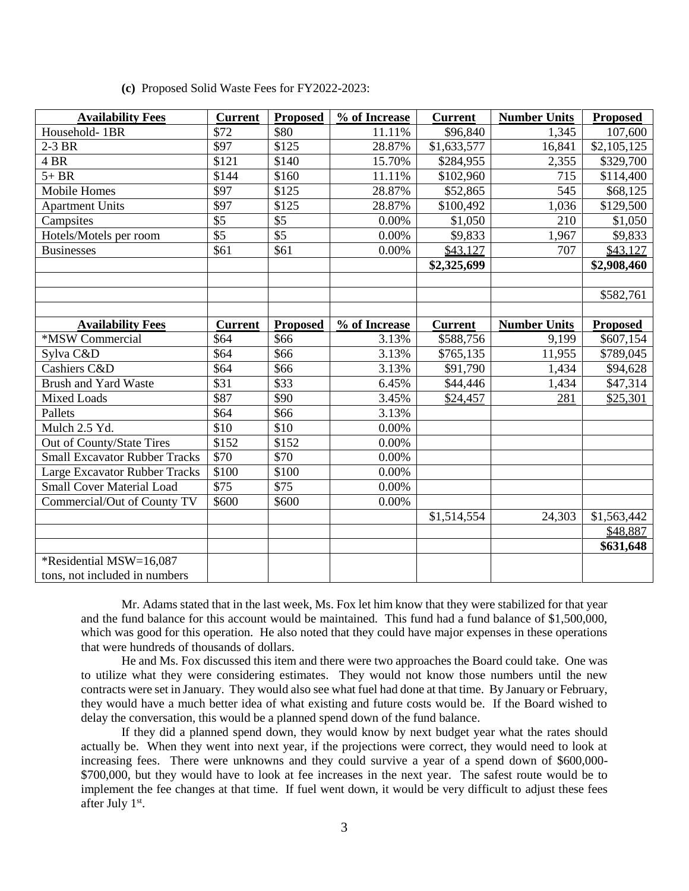**(c)** Proposed Solid Waste Fees for FY2022-2023:

| Availability Fees | Current | Proposed | % of Increase | Current | Number Units | Proposed |
|---|---|---|---|---|---|---|
| Household- 1BR | $72 | $80 | 11.11% | $96,840 | 1,345 | 107,600 |
| 2-3 BR | $97 | $125 | 28.87% | $1,633,577 | 16,841 | $2,105,125 |
| 4 BR | $121 | $140 | 15.70% | $284,955 | 2,355 | $329,700 |
| 5+ BR | $144 | $160 | 11.11% | $102,960 | 715 | $114,400 |
| Mobile Homes | $97 | $125 | 28.87% | $52,865 | 545 | $68,125 |
| Apartment Units | $97 | $125 | 28.87% | $100,492 | 1,036 | $129,500 |
| Campsites | $5 | $5 | 0.00% | $1,050 | 210 | $1,050 |
| Hotels/Motels per room | $5 | $5 | 0.00% | $9,833 | 1,967 | $9,833 |
| Businesses | $61 | $61 | 0.00% | $43,127 | 707 | $43,127 |
| | | | | **$2,325,699** | | **$2,908,460** |
| | | | | | | |
| | | | | | | $582,761 |
| | | | | | | |
| **Availability Fees** | **Current** | **Proposed** | **% of Increase** | **Current** | **Number Units** | **Proposed** |
| *MSW Commercial | $64 | $66 | 3.13% | $588,756 | 9,199 | $607,154 |
| Sylva C&D | $64 | $66 | 3.13% | $765,135 | 11,955 | $789,045 |
| Cashiers C&D | $64 | $66 | 3.13% | $91,790 | 1,434 | $94,628 |
| Brush and Yard Waste | $31 | $33 | 6.45% | $44,446 | 1,434 | $47,314 |
| Mixed Loads | $87 | $90 | 3.45% | $24,457 | 281 | $25,301 |
| Pallets | $64 | $66 | 3.13% | | | |
| Mulch 2.5 Yd. | $10 | $10 | 0.00% | | | |
| Out of County/State Tires | $152 | $152 | 0.00% | | | |
| Small Excavator Rubber Tracks | $70 | $70 | 0.00% | | | |
| Large Excavator Rubber Tracks | $100 | $100 | 0.00% | | | |
| Small Cover Material Load | $75 | $75 | 0.00% | | | |
| Commercial/Out of County TV | $600 | $600 | 0.00% | | | |
| | | | | $1,514,554 | 24,303 | $1,563,442 |
| | | | | | | $48,887 |
| | | | | | | **$631,648** |
| *Residential MSW=16,087 tons, not included in numbers | | | | | | |

Mr. Adams stated that in the last week, Ms. Fox let him know that they were stabilized for that year and the fund balance for this account would be maintained. This fund had a fund balance of $1,500,000, which was good for this operation. He also noted that they could have major expenses in these operations that were hundreds of thousands of dollars.

He and Ms. Fox discussed this item and there were two approaches the Board could take. One was to utilize what they were considering estimates. They would not know those numbers until the new contracts were set in January. They would also see what fuel had done at that time. By January or February, they would have a much better idea of what existing and future costs would be. If the Board wished to delay the conversation, this would be a planned spend down of the fund balance.

If they did a planned spend down, they would know by next budget year what the rates should actually be. When they went into next year, if the projections were correct, they would need to look at increasing fees. There were unknowns and they could survive a year of a spend down of $600,000-$700,000, but they would have to look at fee increases in the next year. The safest route would be to implement the fee changes at that time. If fuel went down, it would be very difficult to adjust these fees after July 1st.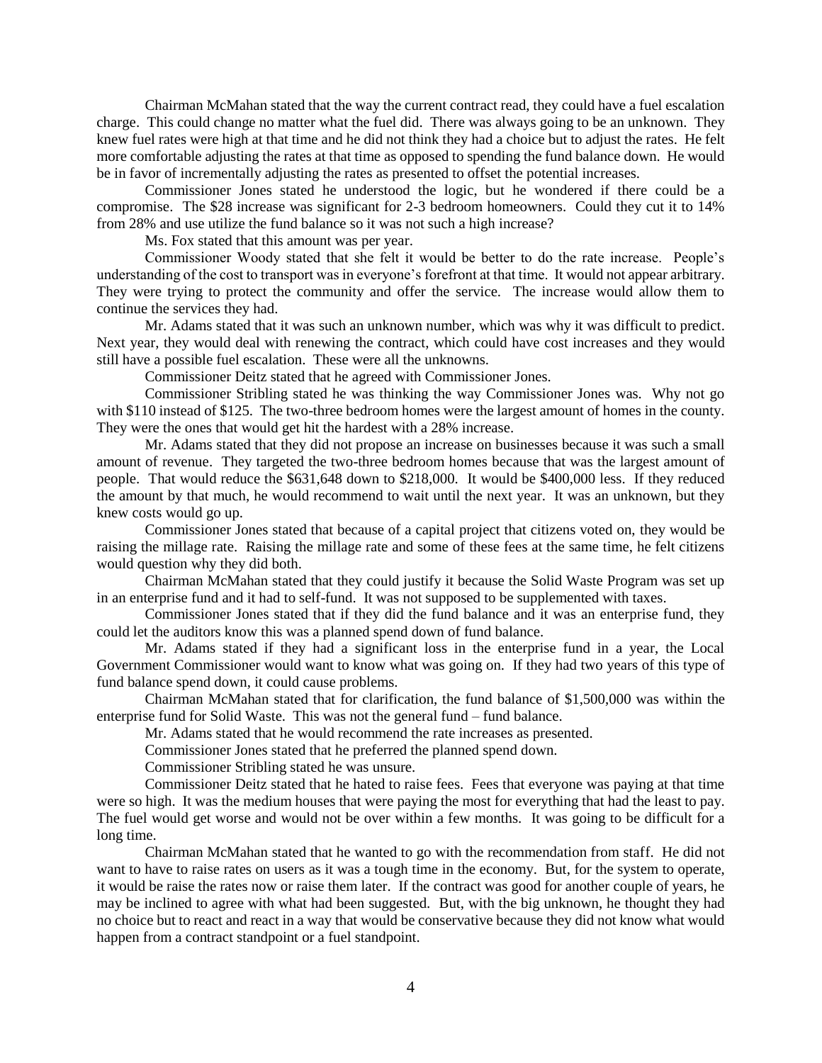Chairman McMahan stated that the way the current contract read, they could have a fuel escalation charge. This could change no matter what the fuel did. There was always going to be an unknown. They knew fuel rates were high at that time and he did not think they had a choice but to adjust the rates. He felt more comfortable adjusting the rates at that time as opposed to spending the fund balance down. He would be in favor of incrementally adjusting the rates as presented to offset the potential increases.

Commissioner Jones stated he understood the logic, but he wondered if there could be a compromise. The $28 increase was significant for 2-3 bedroom homeowners. Could they cut it to 14% from 28% and use utilize the fund balance so it was not such a high increase?

Ms. Fox stated that this amount was per year.

Commissioner Woody stated that she felt it would be better to do the rate increase. People's understanding of the cost to transport was in everyone's forefront at that time. It would not appear arbitrary. They were trying to protect the community and offer the service. The increase would allow them to continue the services they had.

Mr. Adams stated that it was such an unknown number, which was why it was difficult to predict. Next year, they would deal with renewing the contract, which could have cost increases and they would still have a possible fuel escalation. These were all the unknowns.

Commissioner Deitz stated that he agreed with Commissioner Jones.

Commissioner Stribling stated he was thinking the way Commissioner Jones was. Why not go with $110 instead of $125. The two-three bedroom homes were the largest amount of homes in the county. They were the ones that would get hit the hardest with a 28% increase.

Mr. Adams stated that they did not propose an increase on businesses because it was such a small amount of revenue. They targeted the two-three bedroom homes because that was the largest amount of people. That would reduce the $631,648 down to $218,000. It would be $400,000 less. If they reduced the amount by that much, he would recommend to wait until the next year. It was an unknown, but they knew costs would go up.

Commissioner Jones stated that because of a capital project that citizens voted on, they would be raising the millage rate. Raising the millage rate and some of these fees at the same time, he felt citizens would question why they did both.

Chairman McMahan stated that they could justify it because the Solid Waste Program was set up in an enterprise fund and it had to self-fund. It was not supposed to be supplemented with taxes.

Commissioner Jones stated that if they did the fund balance and it was an enterprise fund, they could let the auditors know this was a planned spend down of fund balance.

Mr. Adams stated if they had a significant loss in the enterprise fund in a year, the Local Government Commissioner would want to know what was going on. If they had two years of this type of fund balance spend down, it could cause problems.

Chairman McMahan stated that for clarification, the fund balance of $1,500,000 was within the enterprise fund for Solid Waste. This was not the general fund – fund balance.

Mr. Adams stated that he would recommend the rate increases as presented.

Commissioner Jones stated that he preferred the planned spend down.

Commissioner Stribling stated he was unsure.

Commissioner Deitz stated that he hated to raise fees. Fees that everyone was paying at that time were so high. It was the medium houses that were paying the most for everything that had the least to pay. The fuel would get worse and would not be over within a few months. It was going to be difficult for a long time.

Chairman McMahan stated that he wanted to go with the recommendation from staff. He did not want to have to raise rates on users as it was a tough time in the economy. But, for the system to operate, it would be raise the rates now or raise them later. If the contract was good for another couple of years, he may be inclined to agree with what had been suggested. But, with the big unknown, he thought they had no choice but to react and react in a way that would be conservative because they did not know what would happen from a contract standpoint or a fuel standpoint.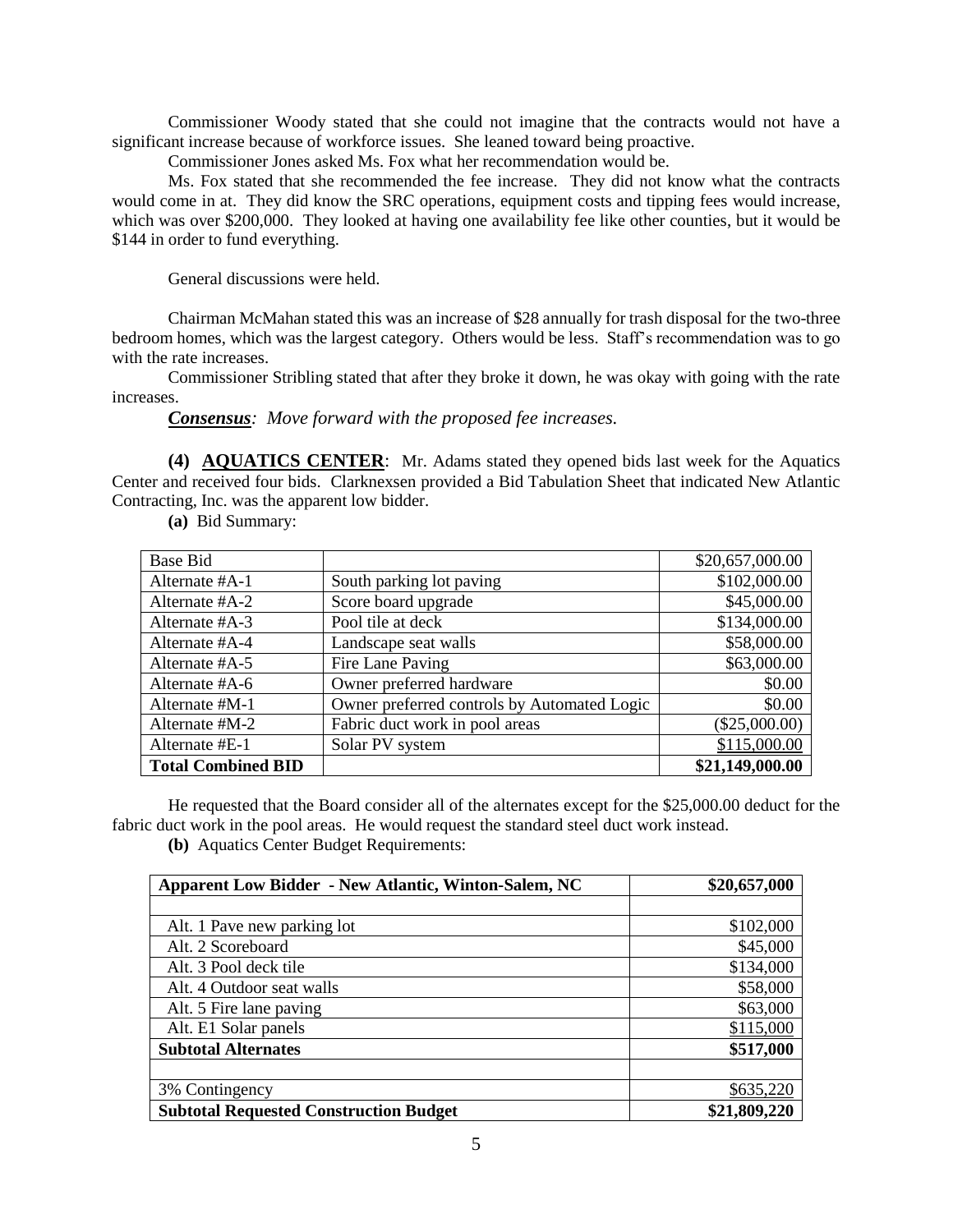Commissioner Woody stated that she could not imagine that the contracts would not have a significant increase because of workforce issues. She leaned toward being proactive.

Commissioner Jones asked Ms. Fox what her recommendation would be.

Ms. Fox stated that she recommended the fee increase. They did not know what the contracts would come in at. They did know the SRC operations, equipment costs and tipping fees would increase, which was over $200,000. They looked at having one availability fee like other counties, but it would be $144 in order to fund everything.

General discussions were held.

Chairman McMahan stated this was an increase of $28 annually for trash disposal for the two-three bedroom homes, which was the largest category. Others would be less. Staff's recommendation was to go with the rate increases.

Commissioner Stribling stated that after they broke it down, he was okay with going with the rate increases.

***Consensus**: Move forward with the proposed fee increases.*

**(4) AQUATICS CENTER**: Mr. Adams stated they opened bids last week for the Aquatics Center and received four bids. Clarknexsen provided a Bid Tabulation Sheet that indicated New Atlantic Contracting, Inc. was the apparent low bidder.

**(a)** Bid Summary:

| Base Bid | | $20,657,000.00 |
|---|---|---|
| Alternate #A-1 | South parking lot paving | $102,000.00 |
| Alternate #A-2 | Score board upgrade | $45,000.00 |
| Alternate #A-3 | Pool tile at deck | $134,000.00 |
| Alternate #A-4 | Landscape seat walls | $58,000.00 |
| Alternate #A-5 | Fire Lane Paving | $63,000.00 |
| Alternate #A-6 | Owner preferred hardware | $0.00 |
| Alternate #M-1 | Owner preferred controls by Automated Logic | $0.00 |
| Alternate #M-2 | Fabric duct work in pool areas | ($25,000.00) |
| Alternate #E-1 | Solar PV system | $115,000.00 |
| **Total Combined BID** | | **$21,149,000.00** |

He requested that the Board consider all of the alternates except for the $25,000.00 deduct for the fabric duct work in the pool areas. He would request the standard steel duct work instead.

**(b)** Aquatics Center Budget Requirements:

| **Apparent Low Bidder - New Atlantic, Winton-Salem, NC** | **$20,657,000** |
|---|---|
| | |
| Alt. 1 Pave new parking lot | $102,000 |
| Alt. 2 Scoreboard | $45,000 |
| Alt. 3 Pool deck tile | $134,000 |
| Alt. 4 Outdoor seat walls | $58,000 |
| Alt. 5 Fire lane paving | $63,000 |
| Alt. E1 Solar panels | $115,000 |
| **Subtotal Alternates** | **$517,000** |
| | |
| 3% Contingency | $635,220 |
| **Subtotal Requested Construction Budget** | **$21,809,220** |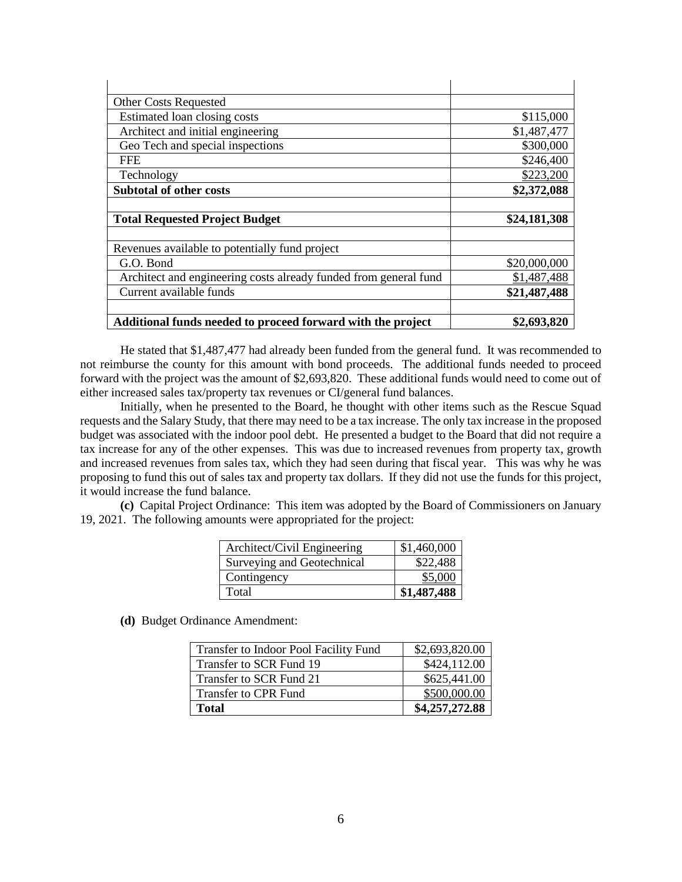| | |
|---|---|
| Other Costs Requested | |
| Estimated loan closing costs | \$115,000 |
| Architect and initial engineering | \$1,487,477 |
| Geo Tech and special inspections | \$300,000 |
| FFE | \$246,400 |
| Technology | \$223,200 |
| **Subtotal of other costs** | **\$2,372,088** |
| | |
| **Total Requested Project Budget** | **\$24,181,308** |
| | |
| Revenues available to potentially fund project | |
| G.O. Bond | \$20,000,000 |
| Architect and engineering costs already funded from general fund | \$1,487,488 |
| Current available funds | **\$21,487,488** |
| | |
| **Additional funds needed to proceed forward with the project** | **\$2,693,820** |

He stated that \$1,487,477 had already been funded from the general fund. It was recommended to not reimburse the county for this amount with bond proceeds. The additional funds needed to proceed forward with the project was the amount of \$2,693,820. These additional funds would need to come out of either increased sales tax/property tax revenues or CI/general fund balances.

Initially, when he presented to the Board, he thought with other items such as the Rescue Squad requests and the Salary Study, that there may need to be a tax increase. The only tax increase in the proposed budget was associated with the indoor pool debt. He presented a budget to the Board that did not require a tax increase for any of the other expenses. This was due to increased revenues from property tax, growth and increased revenues from sales tax, which they had seen during that fiscal year. This was why he was proposing to fund this out of sales tax and property tax dollars. If they did not use the funds for this project, it would increase the fund balance.

**(c)** Capital Project Ordinance: This item was adopted by the Board of Commissioners on January 19, 2021. The following amounts were appropriated for the project:

| | |
|---|---|
| Architect/Civil Engineering | \$1,460,000 |
| Surveying and Geotechnical | \$22,488 |
| Contingency | \$5,000 |
| Total | **\$1,487,488** |

**(d)** Budget Ordinance Amendment:

| | |
|---|---|
| Transfer to Indoor Pool Facility Fund | \$2,693,820.00 |
| Transfer to SCR Fund 19 | \$424,112.00 |
| Transfer to SCR Fund 21 | \$625,441.00 |
| Transfer to CPR Fund | \$500,000.00 |
| **Total** | **\$4,257,272.88** |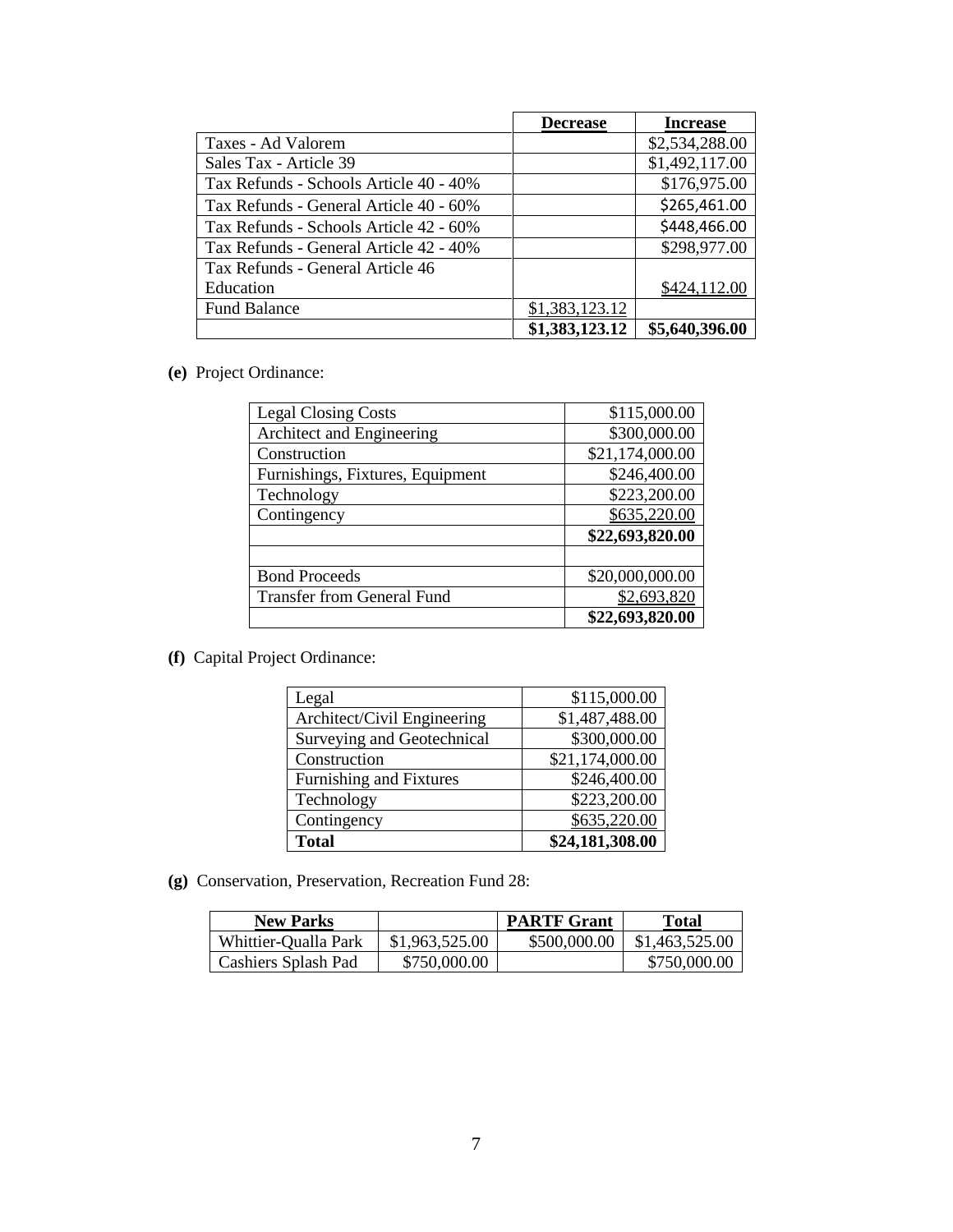| | Decrease | Increase |
|---|---|---|
| Taxes - Ad Valorem | | $2,534,288.00 |
| Sales Tax - Article 39 | | $1,492,117.00 |
| Tax Refunds - Schools Article 40 - 40% | | $176,975.00 |
| Tax Refunds - General Article 40 - 60% | | $265,461.00 |
| Tax Refunds - Schools Article 42 - 60% | | $448,466.00 |
| Tax Refunds - General Article 42 - 40% | | $298,977.00 |
| Tax Refunds - General Article 46 Education | | $424,112.00 |
| Fund Balance | $1,383,123.12 | |
| | **$1,383,123.12** | **$5,640,396.00** |

**(e)** Project Ordinance:

| | |
|---|---|
| Legal Closing Costs | $115,000.00 |
| Architect and Engineering | $300,000.00 |
| Construction | $21,174,000.00 |
| Furnishings, Fixtures, Equipment | $246,400.00 |
| Technology | $223,200.00 |
| Contingency | $635,220.00 |
| | **$22,693,820.00** |
| | |
| Bond Proceeds | $20,000,000.00 |
| Transfer from General Fund | $2,693,820 |
| | **$22,693,820.00** |

**(f)** Capital Project Ordinance:

| | |
|---|---|
| Legal | $115,000.00 |
| Architect/Civil Engineering | $1,487,488.00 |
| Surveying and Geotechnical | $300,000.00 |
| Construction | $21,174,000.00 |
| Furnishing and Fixtures | $246,400.00 |
| Technology | $223,200.00 |
| Contingency | $635,220.00 |
| **Total** | **$24,181,308.00** |

**(g)** Conservation, Preservation, Recreation Fund 28:

| New Parks | | PARTF Grant | Total |
|---|---|---|---|
| Whittier-Qualla Park | $1,963,525.00 | $500,000.00 | $1,463,525.00 |
| Cashiers Splash Pad | $750,000.00 | | $750,000.00 |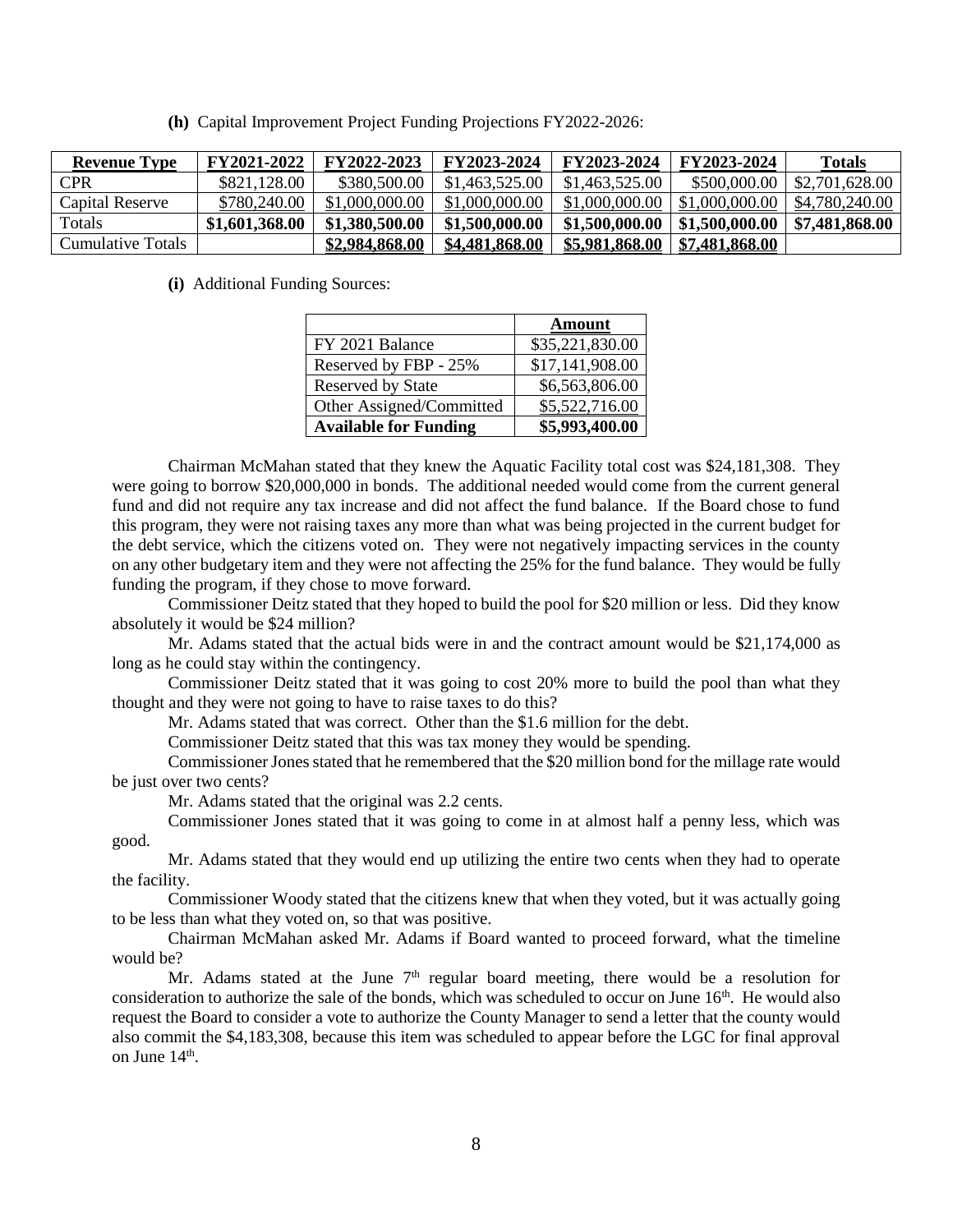**(h)** Capital Improvement Project Funding Projections FY2022-2026:

| Revenue Type | FY2021-2022 | FY2022-2023 | FY2023-2024 | FY2023-2024 | FY2023-2024 | Totals |
|---|---|---|---|---|---|---|
| CPR | \$821,128.00 | \$380,500.00 | \$1,463,525.00 | \$1,463,525.00 | \$500,000.00 | \$2,701,628.00 |
| Capital Reserve | \$780,240.00 | \$1,000,000.00 | \$1,000,000.00 | \$1,000,000.00 | \$1,000,000.00 | \$4,780,240.00 |
| Totals | **\$1,601,368.00** | **\$1,380,500.00** | **\$1,500,000.00** | **\$1,500,000.00** | **\$1,500,000.00** | **\$7,481,868.00** |
| Cumulative Totals | | **\$2,984,868.00** | **\$4,481,868.00** | **\$5,981,868.00** | **\$7,481,868.00** | |

**(i)** Additional Funding Sources:

| | Amount |
|---|---|
| FY 2021 Balance | \$35,221,830.00 |
| Reserved by FBP - 25% | \$17,141,908.00 |
| Reserved by State | \$6,563,806.00 |
| Other Assigned/Committed | \$5,522,716.00 |
| **Available for Funding** | **\$5,993,400.00** |

Chairman McMahan stated that they knew the Aquatic Facility total cost was \$24,181,308. They were going to borrow \$20,000,000 in bonds. The additional needed would come from the current general fund and did not require any tax increase and did not affect the fund balance. If the Board chose to fund this program, they were not raising taxes any more than what was being projected in the current budget for the debt service, which the citizens voted on. They were not negatively impacting services in the county on any other budgetary item and they were not affecting the 25% for the fund balance. They would be fully funding the program, if they chose to move forward.

Commissioner Deitz stated that they hoped to build the pool for \$20 million or less. Did they know absolutely it would be \$24 million?

Mr. Adams stated that the actual bids were in and the contract amount would be \$21,174,000 as long as he could stay within the contingency.

Commissioner Deitz stated that it was going to cost 20% more to build the pool than what they thought and they were not going to have to raise taxes to do this?

Mr. Adams stated that was correct. Other than the \$1.6 million for the debt.

Commissioner Deitz stated that this was tax money they would be spending.

Commissioner Jones stated that he remembered that the \$20 million bond for the millage rate would be just over two cents?

Mr. Adams stated that the original was 2.2 cents.

Commissioner Jones stated that it was going to come in at almost half a penny less, which was good.

Mr. Adams stated that they would end up utilizing the entire two cents when they had to operate the facility.

Commissioner Woody stated that the citizens knew that when they voted, but it was actually going to be less than what they voted on, so that was positive.

Chairman McMahan asked Mr. Adams if Board wanted to proceed forward, what the timeline would be?

Mr. Adams stated at the June 7th regular board meeting, there would be a resolution for consideration to authorize the sale of the bonds, which was scheduled to occur on June 16th. He would also request the Board to consider a vote to authorize the County Manager to send a letter that the county would also commit the \$4,183,308, because this item was scheduled to appear before the LGC for final approval on June 14th.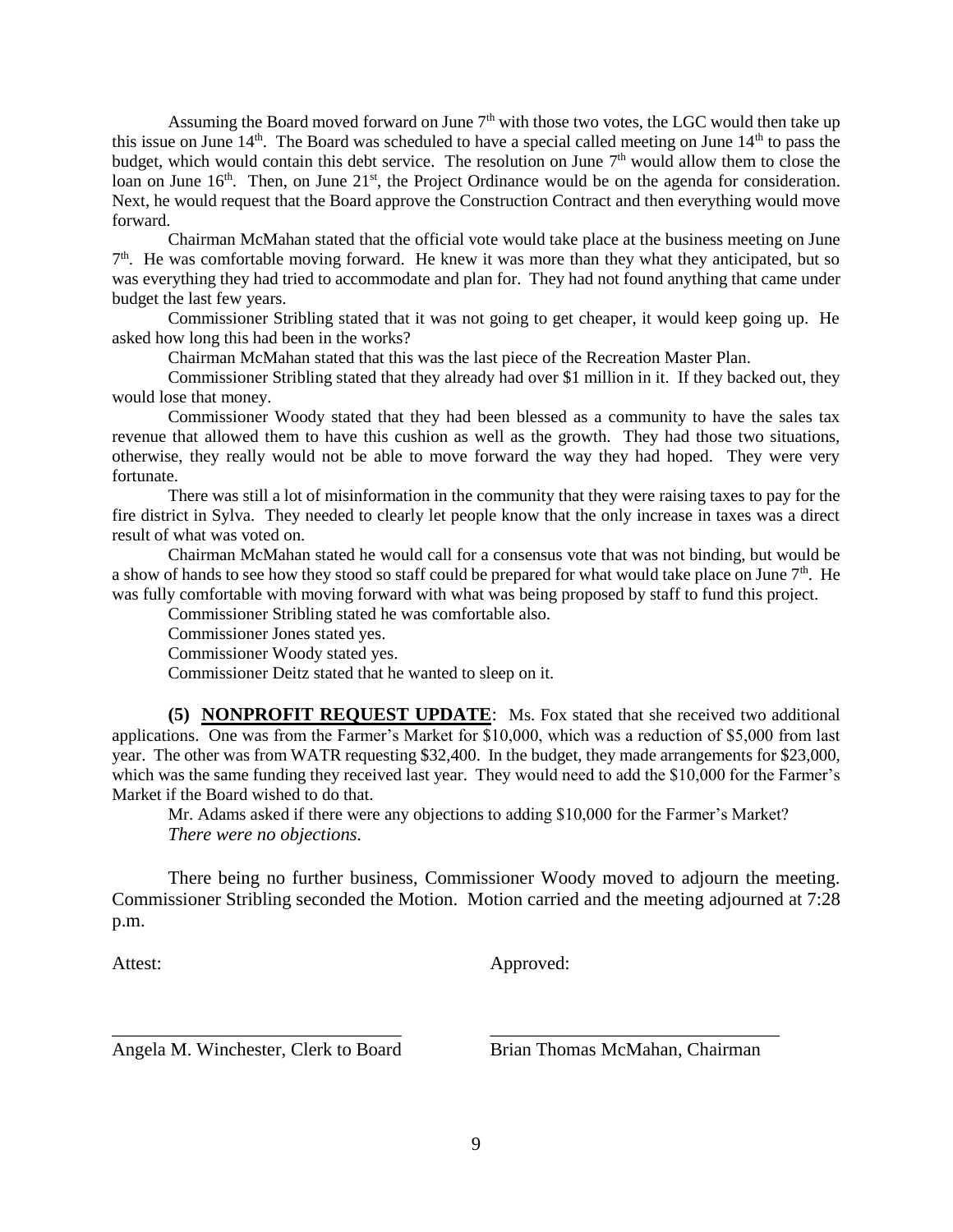Assuming the Board moved forward on June 7th with those two votes, the LGC would then take up this issue on June 14th. The Board was scheduled to have a special called meeting on June 14th to pass the budget, which would contain this debt service. The resolution on June 7th would allow them to close the loan on June 16th. Then, on June 21st, the Project Ordinance would be on the agenda for consideration. Next, he would request that the Board approve the Construction Contract and then everything would move forward.

Chairman McMahan stated that the official vote would take place at the business meeting on June 7th. He was comfortable moving forward. He knew it was more than they what they anticipated, but so was everything they had tried to accommodate and plan for. They had not found anything that came under budget the last few years.

Commissioner Stribling stated that it was not going to get cheaper, it would keep going up. He asked how long this had been in the works?

Chairman McMahan stated that this was the last piece of the Recreation Master Plan.

Commissioner Stribling stated that they already had over $1 million in it. If they backed out, they would lose that money.

Commissioner Woody stated that they had been blessed as a community to have the sales tax revenue that allowed them to have this cushion as well as the growth. They had those two situations, otherwise, they really would not be able to move forward the way they had hoped. They were very fortunate.

There was still a lot of misinformation in the community that they were raising taxes to pay for the fire district in Sylva. They needed to clearly let people know that the only increase in taxes was a direct result of what was voted on.

Chairman McMahan stated he would call for a consensus vote that was not binding, but would be a show of hands to see how they stood so staff could be prepared for what would take place on June 7th. He was fully comfortable with moving forward with what was being proposed by staff to fund this project.

Commissioner Stribling stated he was comfortable also.

Commissioner Jones stated yes.

Commissioner Woody stated yes.

Commissioner Deitz stated that he wanted to sleep on it.

**(5) NONPROFIT REQUEST UPDATE**: Ms. Fox stated that she received two additional applications. One was from the Farmer's Market for $10,000, which was a reduction of $5,000 from last year. The other was from WATR requesting $32,400. In the budget, they made arrangements for $23,000, which was the same funding they received last year. They would need to add the $10,000 for the Farmer's Market if the Board wished to do that.

Mr. Adams asked if there were any objections to adding $10,000 for the Farmer's Market?

*There were no objections.*

There being no further business, Commissioner Woody moved to adjourn the meeting. Commissioner Stribling seconded the Motion. Motion carried and the meeting adjourned at 7:28 p.m.

Attest: Approved:

\_\_\_\_\_\_\_\_\_\_\_\_\_\_\_\_\_\_\_\_\_\_\_\_\_\_\_\_\_\_ \_\_\_\_\_\_\_\_\_\_\_\_\_\_\_\_\_\_\_\_\_\_\_\_\_\_\_\_\_\_

Angela M. Winchester, Clerk to Board Brian Thomas McMahan, Chairman